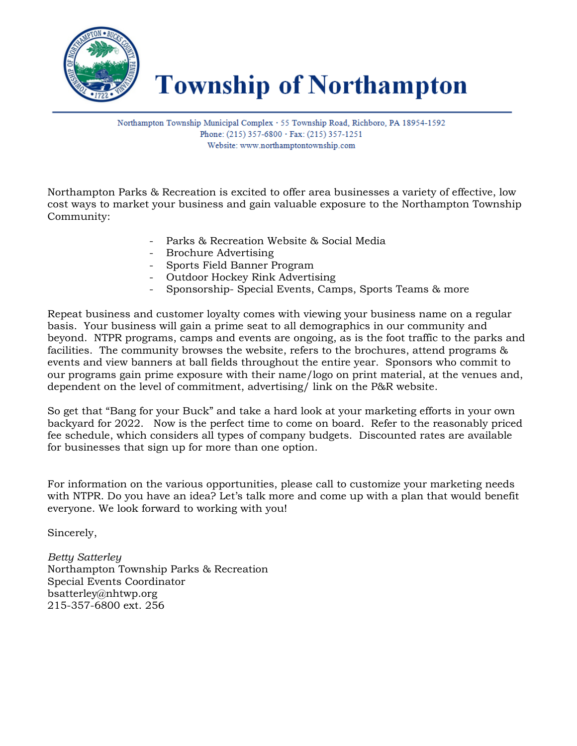# Township of Northampton

Northampton Township Municipal Complex · 55 Township Road, Richboro, PA 18954-1592
Phone: (215) 357-6800 · Fax: (215) 357-1251
Website: www.northamptontownship.com

Northampton Parks & Recreation is excited to offer area businesses a variety of effective, low cost ways to market your business and gain valuable exposure to the Northampton Township Community:

- Parks & Recreation Website & Social Media
- Brochure Advertising
- Sports Field Banner Program
- Outdoor Hockey Rink Advertising
- Sponsorship- Special Events, Camps, Sports Teams & more

Repeat business and customer loyalty comes with viewing your business name on a regular basis. Your business will gain a prime seat to all demographics in our community and beyond. NTPR programs, camps and events are ongoing, as is the foot traffic to the parks and facilities. The community browses the website, refers to the brochures, attend programs & events and view banners at ball fields throughout the entire year. Sponsors who commit to our programs gain prime exposure with their name/logo on print material, at the venues and, dependent on the level of commitment, advertising/ link on the P&R website.

So get that "Bang for your Buck" and take a hard look at your marketing efforts in your own backyard for 2022. Now is the perfect time to come on board. Refer to the reasonably priced fee schedule, which considers all types of company budgets. Discounted rates are available for businesses that sign up for more than one option.

For information on the various opportunities, please call to customize your marketing needs with NTPR. Do you have an idea? Let's talk more and come up with a plan that would benefit everyone. We look forward to working with you!

Sincerely,

*Betty Satterley*
Northampton Township Parks & Recreation
Special Events Coordinator
bsatterley@nhtwp.org
215-357-6800 ext. 256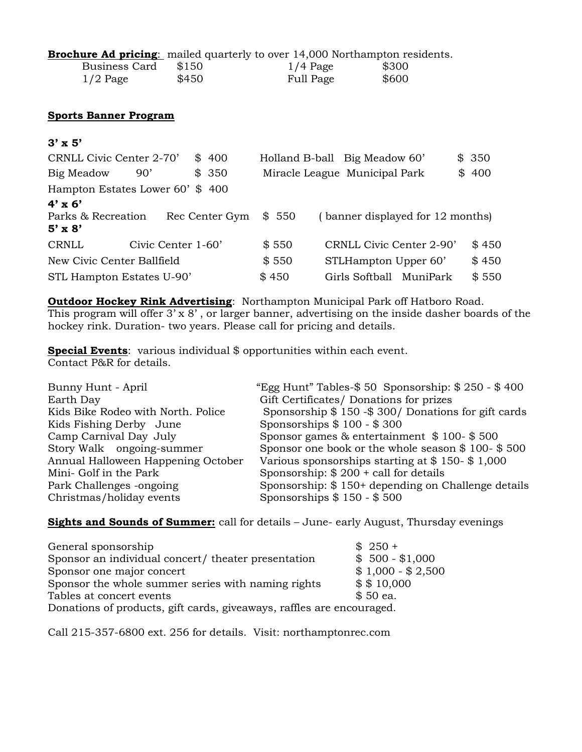**Brochure Ad pricing**: mailed quarterly to over 14,000 Northampton residents.

| | | | |
|---|---|---|---|
| Business Card | $150 | 1/4 Page | $300 |
| 1/2 Page | $450 | Full Page | $600 |

**Sports Banner Program**

**3' x 5'**

| | | | | |
|---|---|---|---|---|
| CRNLL Civic Center 2-70' | $ 400 | Holland B-ball | Big Meadow 60' | $ 350 |
| Big Meadow 90' | $ 350 | Miracle League | Municipal Park | $ 400 |
| Hampton Estates Lower 60' | $ 400 | | | |

**4' x 6'**

Parks & Recreation Rec Center Gym $ 550 ( banner displayed for 12 months)

**5' x 8'**

| | | | | |
|---|---|---|---|---|
| CRNLL | Civic Center 1-60' | $ 550 | CRNLL Civic Center 2-90' | $ 450 |
| New Civic Center Ballfield | | $ 550 | STLHampton Upper 60' | $ 450 |
| STL Hampton Estates U-90' | | $ 450 | Girls Softball MuniPark | $ 550 |

**Outdoor Hockey Rink Advertising**: Northampton Municipal Park off Hatboro Road. This program will offer 3' x 8' , or larger banner, advertising on the inside dasher boards of the hockey rink. Duration- two years. Please call for pricing and details.

**Special Events**: various individual $ opportunities within each event.
Contact P&R for details.

| | |
|---|---|
| Bunny Hunt - April | "Egg Hunt" Tables-$ 50 Sponsorship: $ 250 - $ 400 |
| Earth Day | Gift Certificates/ Donations for prizes |
| Kids Bike Rodeo with North. Police | Sponsorship $ 150 -$ 300/ Donations for gift cards |
| Kids Fishing Derby June | Sponsorships $ 100 - $ 300 |
| Camp Carnival Day July | Sponsor games & entertainment $ 100- $ 500 |
| Story Walk ongoing-summer | Sponsor one book or the whole season $ 100- $ 500 |
| Annual Halloween Happening October | Various sponsorships starting at $ 150- $ 1,000 |
| Mini- Golf in the Park | Sponsorship: $ 200 + call for details |
| Park Challenges -ongoing | Sponsorship: $ 150+ depending on Challenge details |
| Christmas/holiday events | Sponsorships $ 150 - $ 500 |

**Sights and Sounds of Summer:** call for details – June- early August, Thursday evenings

| | |
|---|---|
| General sponsorship | $ 250 + |
| Sponsor an individual concert/ theater presentation | $ 500 - $1,000 |
| Sponsor one major concert | $ 1,000 - $ 2,500 |
| Sponsor the whole summer series with naming rights | $ $ 10,000 |
| Tables at concert events | $ 50 ea. |

Donations of products, gift cards, giveaways, raffles are encouraged.

Call 215-357-6800 ext. 256 for details. Visit: northamptonrec.com